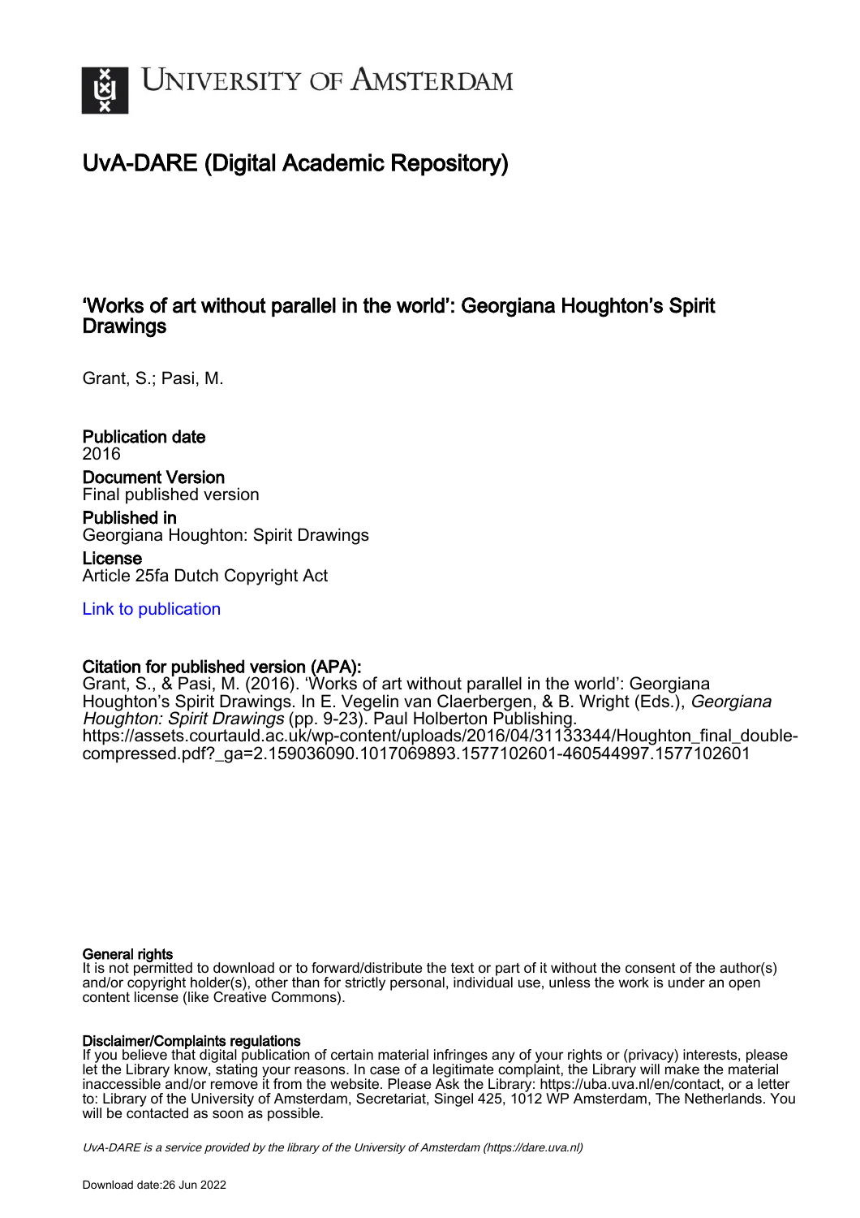UNIVERSITY OF AMSTERDAM

# UvA-DARE (Digital Academic Repository)

## 'Works of art without parallel in the world': Georgiana Houghton's Spirit Drawings

Grant, S.; Pasi, M.

**Publication date**
2016

**Document Version**
Final published version

**Published in**
Georgiana Houghton: Spirit Drawings

**License**
Article 25fa Dutch Copyright Act

Link to publication

**Citation for published version (APA):**
Grant, S., & Pasi, M. (2016). 'Works of art without parallel in the world': Georgiana Houghton's Spirit Drawings. In E. Vegelin van Claerbergen, & B. Wright (Eds.), *Georgiana Houghton: Spirit Drawings* (pp. 9-23). Paul Holberton Publishing. https://assets.courtauld.ac.uk/wp-content/uploads/2016/04/31133344/Houghton_final_double-compressed.pdf?_ga=2.159036090.1017069893.1577102601-460544997.1577102601

**General rights**
It is not permitted to download or to forward/distribute the text or part of it without the consent of the author(s) and/or copyright holder(s), other than for strictly personal, individual use, unless the work is under an open content license (like Creative Commons).

**Disclaimer/Complaints regulations**
If you believe that digital publication of certain material infringes any of your rights or (privacy) interests, please let the Library know, stating your reasons. In case of a legitimate complaint, the Library will make the material inaccessible and/or remove it from the website. Please Ask the Library: https://uba.uva.nl/en/contact, or a letter to: Library of the University of Amsterdam, Secretariat, Singel 425, 1012 WP Amsterdam, The Netherlands. You will be contacted as soon as possible.

*UvA-DARE is a service provided by the library of the University of Amsterdam (https://dare.uva.nl)*

Download date:26 Jun 2022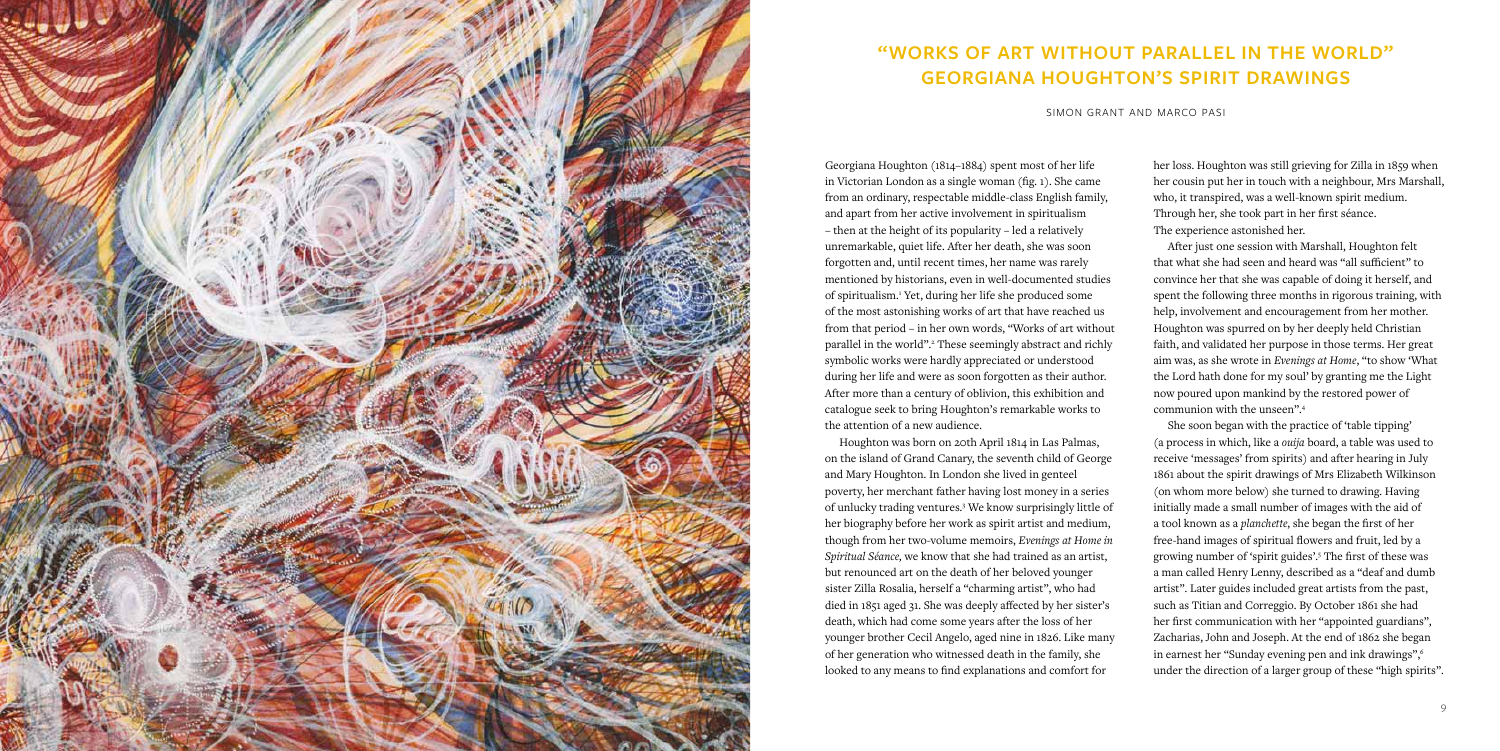# "WORKS OF ART WITHOUT PARALLEL IN THE WORLD" GEORGIANA HOUGHTON'S SPIRIT DRAWINGS

SIMON GRANT AND MARCO PASI

Georgiana Houghton (1814–1884) spent most of her life in Victorian London as a single woman (fig. 1). She came from an ordinary, respectable middle-class English family, and apart from her active involvement in spiritualism – then at the height of its popularity – led a relatively unremarkable, quiet life. After her death, she was soon forgotten and, until recent times, her name was rarely mentioned by historians, even in well-documented studies of spiritualism.[1] Yet, during her life she produced some of the most astonishing works of art that have reached us from that period – in her own words, "Works of art without parallel in the world".[2] These seemingly abstract and richly symbolic works were hardly appreciated or understood during her life and were as soon forgotten as their author. After more than a century of oblivion, this exhibition and catalogue seek to bring Houghton's remarkable works to the attention of a new audience.

Houghton was born on 20th April 1814 in Las Palmas, on the island of Grand Canary, the seventh child of George and Mary Houghton. In London she lived in genteel poverty, her merchant father having lost money in a series of unlucky trading ventures.[3] We know surprisingly little of her biography before her work as spirit artist and medium, though from her two-volume memoirs, *Evenings at Home in Spiritual Séance*, we know that she had trained as an artist, but renounced art on the death of her beloved younger sister Zilla Rosalia, herself a "charming artist", who had died in 1851 aged 31. She was deeply affected by her sister's death, which had come some years after the loss of her younger brother Cecil Angelo, aged nine in 1826. Like many of her generation who witnessed death in the family, she looked to any means to find explanations and comfort for her loss. Houghton was still grieving for Zilla in 1859 when her cousin put her in touch with a neighbour, Mrs Marshall, who, it transpired, was a well-known spirit medium. Through her, she took part in her first séance. The experience astonished her.

After just one session with Marshall, Houghton felt that what she had seen and heard was "all sufficient" to convince her that she was capable of doing it herself, and spent the following three months in rigorous training, with help, involvement and encouragement from her mother. Houghton was spurred on by her deeply held Christian faith, and validated her purpose in those terms. Her great aim was, as she wrote in *Evenings at Home*, "to show 'What the Lord hath done for my soul' by granting me the Light now poured upon mankind by the restored power of communion with the unseen".[4]

She soon began with the practice of 'table tipping' (a process in which, like a *ouija* board, a table was used to receive 'messages' from spirits) and after hearing in July 1861 about the spirit drawings of Mrs Elizabeth Wilkinson (on whom more below) she turned to drawing. Having initially made a small number of images with the aid of a tool known as a *planchette*, she began the first of her free-hand images of spiritual flowers and fruit, led by a growing number of 'spirit guides'.[5] The first of these was a man called Henry Lenny, described as a "deaf and dumb artist". Later guides included great artists from the past, such as Titian and Correggio. By October 1861 she had her first communication with her "appointed guardians", Zacharias, John and Joseph. At the end of 1862 she began in earnest her "Sunday evening pen and ink drawings",[6] under the direction of a larger group of these "high spirits".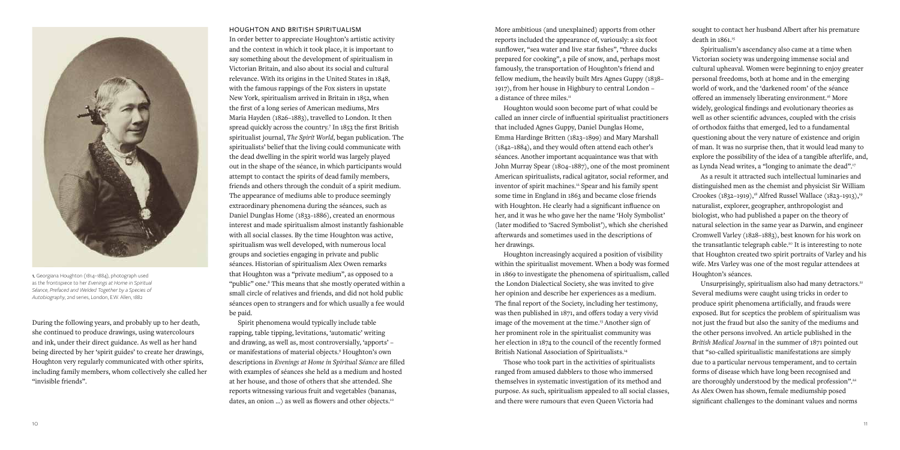1. Georgiana Houghton (1814–1884), photograph used as the frontispiece to her *Evenings at Home in Spiritual Séance, Prefaced and Welded Together by a Species of Autobiography*, 2nd series, London, E.W. Allen, 1882

During the following years, and probably up to her death, she continued to produce drawings, using watercolours and ink, under their direct guidance. As well as her hand being directed by her 'spirit guides' to create her drawings, Houghton very regularly communicated with other spirits, including family members, whom collectively she called her "invisible friends".

## HOUGHTON AND BRITISH SPIRITUALISM

In order better to appreciate Houghton's artistic activity and the context in which it took place, it is important to say something about the development of spiritualism in Victorian Britain, and also about its social and cultural relevance. With its origins in the United States in 1848, with the famous rappings of the Fox sisters in upstate New York, spiritualism arrived in Britain in 1852, when the first of a long series of American mediums, Mrs Maria Hayden (1826–1883), travelled to London. It then spread quickly across the country.[7] In 1853 the first British spiritualist journal, *The Spirit World*, began publication. The spiritualists' belief that the living could communicate with the dead dwelling in the spirit world was largely played out in the shape of the séance, in which participants would attempt to contact the spirits of dead family members, friends and others through the conduit of a spirit medium. The appearance of mediums able to produce seemingly extraordinary phenomena during the séances, such as Daniel Dunglas Home (1833–1886), created an enormous interest and made spiritualism almost instantly fashionable with all social classes. By the time Houghton was active, spiritualism was well developed, with numerous local groups and societies engaging in private and public séances. Historian of spiritualism Alex Owen remarks that Houghton was a "private medium", as opposed to a "public" one.[8] This means that she mostly operated within a small circle of relatives and friends, and did not hold public séances open to strangers and for which usually a fee would be paid.

Spirit phenomena would typically include table rapping, table tipping, levitations, 'automatic' writing and drawing, as well as, most controversially, 'apports' – or manifestations of material objects.[9] Houghton's own descriptions in *Evenings at Home in Spiritual Séance* are filled with examples of séances she held as a medium and hosted at her house, and those of others that she attended. She reports witnessing various fruit and vegetables (bananas, dates, an onion ...) as well as flowers and other objects.[10]

More ambitious (and unexplained) apports from other reports included the appearance of, variously: a six foot sunflower, "sea water and live star fishes", "three ducks prepared for cooking", a pile of snow, and, perhaps most famously, the transportation of Houghton's friend and fellow medium, the heavily built Mrs Agnes Guppy (1838–1917), from her house in Highbury to central London – a distance of three miles.[11]

Houghton would soon become part of what could be called an inner circle of influential spiritualist practitioners that included Agnes Guppy, Daniel Dunglas Home, Emma Hardinge Britten (1823–1899) and Mary Marshall (1842–1884), and they would often attend each other's séances. Another important acquaintance was that with John Murray Spear (1804–1887), one of the most prominent American spiritualists, radical agitator, social reformer, and inventor of spirit machines.[12] Spear and his family spent some time in England in 1863 and became close friends with Houghton. He clearly had a significant influence on her, and it was he who gave her the name 'Holy Symbolist' (later modified to 'Sacred Symbolist'), which she cherished afterwards and sometimes used in the descriptions of her drawings.

Houghton increasingly acquired a position of visibility within the spiritualist movement. When a body was formed in 1869 to investigate the phenomena of spiritualism, called the London Dialectical Society, she was invited to give her opinion and describe her experiences as a medium. The final report of the Society, including her testimony, was then published in 1871, and offers today a very vivid image of the movement at the time.[13] Another sign of her prominent role in the spiritualist community was her election in 1874 to the council of the recently formed British National Association of Spiritualists.[14]

Those who took part in the activities of spiritualists ranged from amused dabblers to those who immersed themselves in systematic investigation of its method and purpose. As such, spiritualism appealed to all social classes, and there were rumours that even Queen Victoria had sought to contact her husband Albert after his premature death in 1861.[15]

Spiritualism's ascendancy also came at a time when Victorian society was undergoing immense social and cultural upheaval. Women were beginning to enjoy greater personal freedoms, both at home and in the emerging world of work, and the 'darkened room' of the séance offered an immensely liberating environment.[16] More widely, geological findings and evolutionary theories as well as other scientific advances, coupled with the crisis of orthodox faiths that emerged, led to a fundamental questioning about the very nature of existence and origin of man. It was no surprise then, that it would lead many to explore the possibility of the idea of a tangible afterlife, and, as Lynda Nead writes, a "longing to animate the dead".[17]

As a result it attracted such intellectual luminaries and distinguished men as the chemist and physicist Sir William Crookes (1832–1919),[18] Alfred Russel Wallace (1823–1913),[19] naturalist, explorer, geographer, anthropologist and biologist, who had published a paper on the theory of natural selection in the same year as Darwin, and engineer Cromwell Varley (1828–1883), best known for his work on the transatlantic telegraph cable.[20] It is interesting to note that Houghton created two spirit portraits of Varley and his wife. Mrs Varley was one of the most regular attendees at Houghton's séances.

Unsurprisingly, spiritualism also had many detractors.[21] Several mediums were caught using tricks in order to produce spirit phenomena artificially, and frauds were exposed. But for sceptics the problem of spiritualism was not just the fraud but also the sanity of the mediums and the other persons involved. An article published in the *British Medical Journal* in the summer of 1871 pointed out that "so-called spiritualistic manifestations are simply due to a particular nervous temperament, and to certain forms of disease which have long been recognised and are thoroughly understood by the medical profession".[22] As Alex Owen has shown, female mediumship posed significant challenges to the dominant values and norms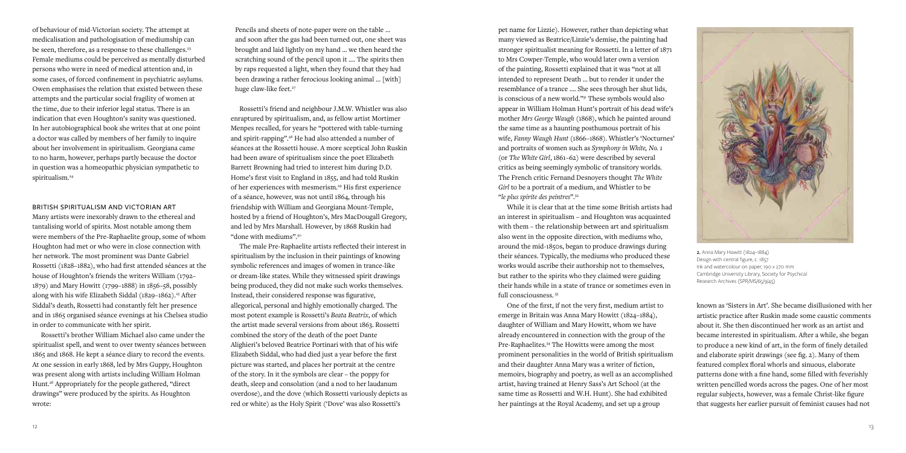of behaviour of mid-Victorian society. The attempt at medicalisation and pathologisation of mediumship can be seen, therefore, as a response to these challenges.[23] Female mediums could be perceived as mentally disturbed persons who were in need of medical attention and, in some cases, of forced confinement in psychiatric asylums. Owen emphasises the relation that existed between these attempts and the particular social fragility of women at the time, due to their inferior legal status. There is an indication that even Houghton's sanity was questioned. In her autobiographical book she writes that at one point a doctor was called by members of her family to inquire about her involvement in spiritualism. Georgiana came to no harm, however, perhaps partly because the doctor in question was a homeopathic physician sympathetic to spiritualism.[24]

## BRITISH SPIRITUALISM AND VICTORIAN ART

Many artists were inexorably drawn to the ethereal and tantalising world of spirits. Most notable among them were members of the Pre-Raphaelite group, some of whom Houghton had met or who were in close connection with her network. The most prominent was Dante Gabriel Rossetti (1828–1882), who had first attended séances at the house of Houghton's friends the writers William (1792–1879) and Mary Howitt (1799–1888) in 1856–58, possibly along with his wife Elizabeth Siddal (1829–1862).[25] After Siddal's death, Rossetti had constantly felt her presence and in 1865 organised séance evenings at his Chelsea studio in order to communicate with her spirit.

Rossetti's brother William Michael also came under the spiritualist spell, and went to over twenty séances between 1865 and 1868. He kept a séance diary to record the events. At one session in early 1868, led by Mrs Guppy, Houghton was present along with artists including William Holman Hunt.[26] Appropriately for the people gathered, "direct drawings" were produced by the spirits. As Houghton wrote:

> Pencils and sheets of note-paper were on the table … and soon after the gas had been turned out, one sheet was brought and laid lightly on my hand … we then heard the scratching sound of the pencil upon it …. The spirits then by raps requested a light, when they found that they had been drawing a rather ferocious looking animal … [with] huge claw-like feet.[27]

Rossetti's friend and neighbour J.M.W. Whistler was also enraptured by spiritualism, and, as fellow artist Mortimer Menpes recalled, for years he "pottered with table-turning and spirit-rapping".[28] He had also attended a number of séances at the Rossetti house. A more sceptical John Ruskin had been aware of spiritualism since the poet Elizabeth Barrett Browning had tried to interest him during D.D. Home's first visit to England in 1855, and had told Ruskin of her experiences with mesmerism.[29] His first experience of a séance, however, was not until 1864, through his friendship with William and Georgiana Mount-Temple, hosted by a friend of Houghton's, Mrs MacDougall Gregory, and led by Mrs Marshall. However, by 1868 Ruskin had "done with mediums".[30]

The male Pre-Raphaelite artists reflected their interest in spiritualism by the inclusion in their paintings of knowing symbolic references and images of women in trance-like or dream-like states. While they witnessed spirit drawings being produced, they did not make such works themselves. Instead, their considered response was figurative, allegorical, personal and highly emotionally charged. The most potent example is Rossetti's *Beata Beatrix*, of which the artist made several versions from about 1863. Rossetti combined the story of the death of the poet Dante Alighieri's beloved Beatrice Portinari with that of his wife Elizabeth Siddal, who had died just a year before the first picture was started, and places her portrait at the centre of the story. In it the symbols are clear – the poppy for death, sleep and consolation (and a nod to her laudanum overdose), and the dove (which Rossetti variously depicts as red or white) as the Holy Spirit ('Dove' was also Rossetti's pet name for Lizzie). However, rather than depicting what many viewed as Beatrice/Lizzie's demise, the painting had stronger spiritualist meaning for Rossetti. In a letter of 1871 to Mrs Cowper-Temple, who would later own a version of the painting, Rossetti explained that it was "not at all intended to represent Death … but to render it under the resemblance of a trance …. She sees through her shut lids, is conscious of a new world."[31] These symbols would also appear in William Holman Hunt's portrait of his dead wife's mother *Mrs George Waugh* (1868), which he painted around the same time as a haunting posthumous portrait of his wife, *Fanny Waugh Hunt* (1866–1868). Whistler's 'Nocturnes' and portraits of women such as *Symphony in White, No. 1* (or *The White Girl*, 1861–62) were described by several critics as being seemingly symbolic of transitory worlds. The French critic Fernand Desnoyers thought *The White Girl* to be a portrait of a medium, and Whistler to be "*le plus spirite des peintres*".[32]

While it is clear that at the time some British artists had an interest in spiritualism – and Houghton was acquainted with them – the relationship between art and spiritualism also went in the opposite direction, with mediums who, around the mid-1850s, began to produce drawings during their séances. Typically, the mediums who produced these works would ascribe their authorship not to themselves, but rather to the spirits who they claimed were guiding their hands while in a state of trance or sometimes even in full consciousness.[33]

One of the first, if not the very first, medium artist to emerge in Britain was Anna Mary Howitt (1824–1884), daughter of William and Mary Howitt, whom we have already encountered in connection with the group of the Pre-Raphaelites.[34] The Howitts were among the most prominent personalities in the world of British spiritualism and their daughter Anna Mary was a writer of fiction, memoirs, biography and poetry, as well as an accomplished artist, having trained at Henry Sass's Art School (at the same time as Rossetti and W.H. Hunt). She had exhibited her paintings at the Royal Academy, and set up a group known as 'Sisters in Art'. She became disillusioned with her artistic practice after Ruskin made some caustic comments about it. She then discontinued her work as an artist and became interested in spiritualism. After a while, she began to produce a new kind of art, in the form of finely detailed and elaborate spirit drawings (see fig. 2). Many of them featured complex floral whorls and sinuous, elaborate patterns done with a fine hand, some filled with feverishly written pencilled words across the pages. One of her most regular subjects, however, was a female Christ-like figure that suggests her earlier pursuit of feminist causes had not

**2.** Anna Mary Howitt (1824–1884)
Design with central figure, c. 1857
Ink and watercolour on paper, 190 x 270 mm
Cambridge University Library, Society for Psychical Research Archives (SPR/MS/65/9/45)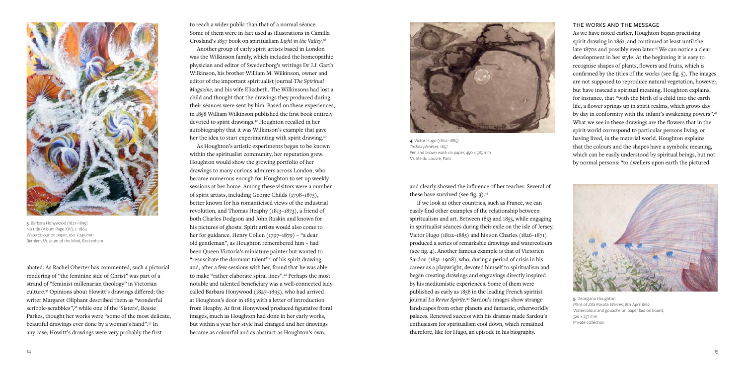3. Barbara Honywood (1827–1895)
No title (Album Page XIV), c. 1864
Watercolour on paper, 360 x 245 mm
Bethlem Museum of the Mind, Beckenham

abated. As Rachel Oberter has commented, such a pictorial rendering of "the feminine side of Christ" was part of a strand of "feminist millenarian theology" in Victorian culture.[35] Opinions about Howitt's drawings differed: the writer Margaret Oliphant described them as "wonderful scribble-scrabbles",[36] while one of the 'Sisters', Bessie Parkes, thought her works were "some of the most delicate, beautiful drawings ever done by a woman's hand".[37] In any case, Howitt's drawings were very probably the first to reach a wider public than that of a normal séance. Some of them were in fact used as illustrations in Camilla Crosland's 1857 book on spiritualism *Light in the Valley*.[38]

Another group of early spirit artists based in London was the Wilkinson family, which included the homeopathic physician and editor of Swedenborg's writings Dr J.J. Garth Wilkinson, his brother William M. Wilkinson, owner and editor of the important spiritualist journal *The Spiritual Magazine*, and his wife Elizabeth. The Wilkinsons had lost a child and thought that the drawings they produced during their séances were sent by him. Based on these experiences, in 1858 William Wilkinson published the first book entirely devoted to spirit drawings.[39] Houghton recalled in her autobiography that it was Wilkinson's example that gave her the idea to start experimenting with spirit drawing.[40]

As Houghton's artistic experiments began to be known within the spiritualist community, her reputation grew. Houghton would show the growing portfolio of her drawings to many curious admirers across London, who became numerous enough for Houghton to set up weekly sessions at her home. Among these visitors were a number of spirit artists, including George Childs (1798–1875), better known for his romanticised views of the industrial revolution, and Thomas Heaphy (1813–1873), a friend of both Charles Dodgson and John Ruskin and known for his pictures of ghosts. Spirit artists would also come to her for guidance. Henry Collen (1797–1879) – "a dear old gentleman", as Houghton remembered him – had been Queen Victoria's miniature painter but wanted to "resuscitate the dormant talent"[41] of his spirit drawing and, after a few sessions with her, found that he was able to make "rather elaborate spiral lines".[42] Perhaps the most notable and talented beneficiary was a well-connected lady called Barbara Honywood (1827–1895), who had arrived at Houghton's door in 1863 with a letter of introduction from Heaphy. At first Honywood produced figurative floral images, much as Houghton had done in her early works, but within a year her style had changed and her drawings became as colourful and as abstract as Houghton's own, and clearly showed the influence of her teacher. Several of these have survived (see fig. 3).[43]

4. Victor Hugo (1802–1885)
*Taches-planètes*, 1857
Pen and brown wash on paper, 450 x 585 mm
Musée du Louvre, Paris

If we look at other countries, such as France, we can easily find other examples of the relationship between spiritualism and art. Between 1853 and 1855, while engaging in spiritualist séances during their exile on the isle of Jersey, Victor Hugo (1802–1885) and his son Charles (1826–1871) produced a series of remarkable drawings and watercolours (see fig. 4). Another famous example is that of Victorien Sardou (1831–1908), who, during a period of crisis in his career as a playwright, devoted himself to spiritualism and began creating drawings and engravings directly inspired by his mediumistic experiences. Some of them were published as early as 1858 in the leading French spiritist journal *La Revue Spirite*.[44] Sardou's images show strange landscapes from other planets and fantastic, otherworldly palaces. Renewed success with his dramas made Sardou's enthusiasm for spiritualism cool down, which remained therefore, like for Hugo, an episode in his biography.

## THE WORKS AND THE MESSAGE

As we have noted earlier, Houghton began practising spirit drawing in 1861, and continued at least until the late 1870s and possibly even later.[45] We can notice a clear development in her style. At the beginning it is easy to recognise shapes of plants, flowers and fruits, which is confirmed by the titles of the works (see fig. 5). The images are not supposed to reproduce natural vegetation, however, but have instead a spiritual meaning. Houghton explains, for instance, that "with the birth of a child into the earth life, a flower springs up in spirit realms, which grows day by day in conformity with the infant's awakening powers".[46] What we see in these drawings are the flowers that in the spirit world correspond to particular persons living, or having lived, in the material world. Houghton explains that the colours and the shapes have a symbolic meaning, which can be easily understood by spiritual beings, but not by normal persons: "to dwellers upon earth the pictured

5. Georgiana Houghton
*Plant of Zilla Rosalia Warren*, 8th April 1862
Watercolour and gouache on paper laid on board, 326 x 237 mm
Private collection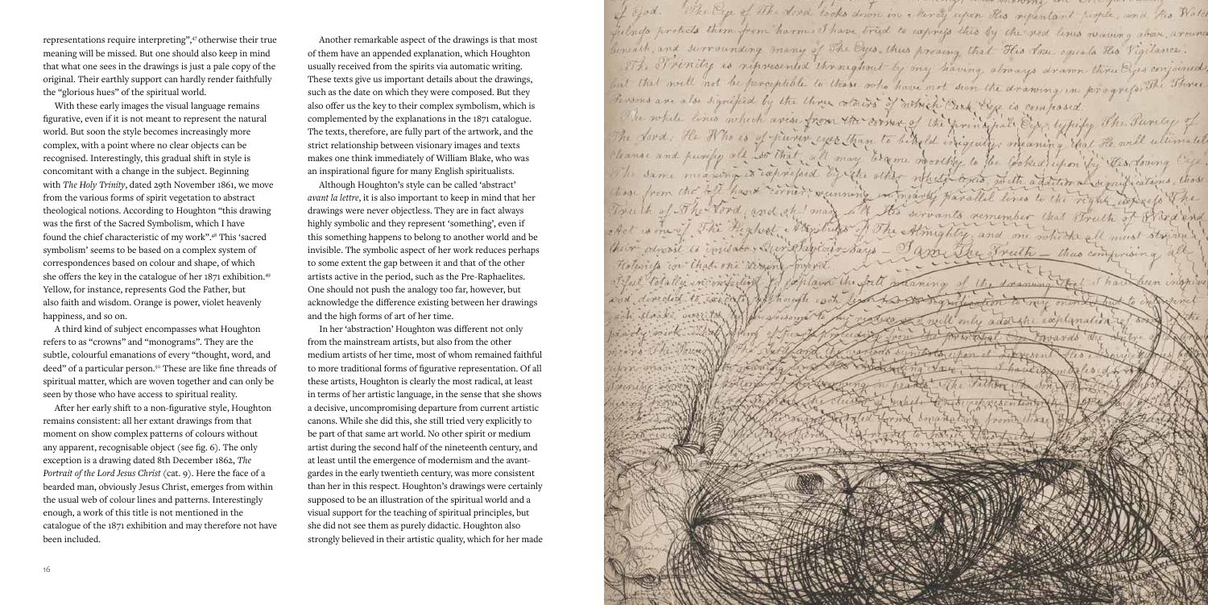representations require interpreting",[47] otherwise their true meaning will be missed. But one should also keep in mind that what one sees in the drawings is just a pale copy of the original. Their earthly support can hardly render faithfully the "glorious hues" of the spiritual world.

With these early images the visual language remains figurative, even if it is not meant to represent the natural world. But soon the style becomes increasingly more complex, with a point where no clear objects can be recognised. Interestingly, this gradual shift in style is concomitant with a change in the subject. Beginning with *The Holy Trinity*, dated 29th November 1861, we move from the various forms of spirit vegetation to abstract theological notions. According to Houghton "this drawing was the first of the Sacred Symbolism, which I have found the chief characteristic of my work".[48] This 'sacred symbolism' seems to be based on a complex system of correspondences based on colour and shape, of which she offers the key in the catalogue of her 1871 exhibition.[49] Yellow, for instance, represents God the Father, but also faith and wisdom. Orange is power, violet heavenly happiness, and so on.

A third kind of subject encompasses what Houghton refers to as "crowns" and "monograms".[50] They are the subtle, colourful emanations of every "thought, word, and deed" of a particular person.[50] These are like fine threads of spiritual matter, which are woven together and can only be seen by those who have access to spiritual reality.

After her early shift to a non-figurative style, Houghton remains consistent: all her extant drawings from that moment on show complex patterns of colours without any apparent, recognisable object (see fig. 6). The only exception is a drawing dated 8th December 1862, *The Portrait of the Lord Jesus Christ* (cat. 9). Here the face of a bearded man, obviously Jesus Christ, emerges from within the usual web of colour lines and patterns. Interestingly enough, a work of this title is not mentioned in the catalogue of the 1871 exhibition and may therefore not have been included.

Another remarkable aspect of the drawings is that most of them have an appended explanation, which Houghton usually received from the spirits via automatic writing. These texts give us important details about the drawings, such as the date on which they were composed. But they also offer us the key to their complex symbolism, which is complemented by the explanations in the 1871 catalogue. The texts, therefore, are fully part of the artwork, and the strict relationship between visionary images and texts makes one think immediately of William Blake, who was an inspirational figure for many English spiritualists.

Although Houghton's style can be called 'abstract' *avant la lettre*, it is also important to keep in mind that her drawings were never objectless. They are in fact always highly symbolic and they represent 'something', even if this something happens to belong to another world and be invisible. The symbolic aspect of her work reduces perhaps to some extent the gap between it and that of the other artists active in the period, such as the Pre-Raphaelites. One should not push the analogy too far, however, but acknowledge the difference existing between her drawings and the high forms of art of her time.

In her 'abstraction' Houghton was different not only from the mainstream artists, but also from the other medium artists of her time, most of whom remained faithful to more traditional forms of figurative representation. Of all these artists, Houghton is clearly the most radical, at least in terms of her artistic language, in the sense that she shows a decisive, uncompromising departure from current artistic canons. While she did this, she still tried very explicitly to be part of that same art world. No other spirit or medium artist during the second half of the nineteenth century, and at least until the emergence of modernism and the avant-gardes in the early twentieth century, was more consistent than her in this respect. Houghton's drawings were certainly supposed to be an illustration of the spiritual world and a visual support for the teaching of spiritual principles, but she did not see them as purely didactic. Houghton also strongly believed in their artistic quality, which for her made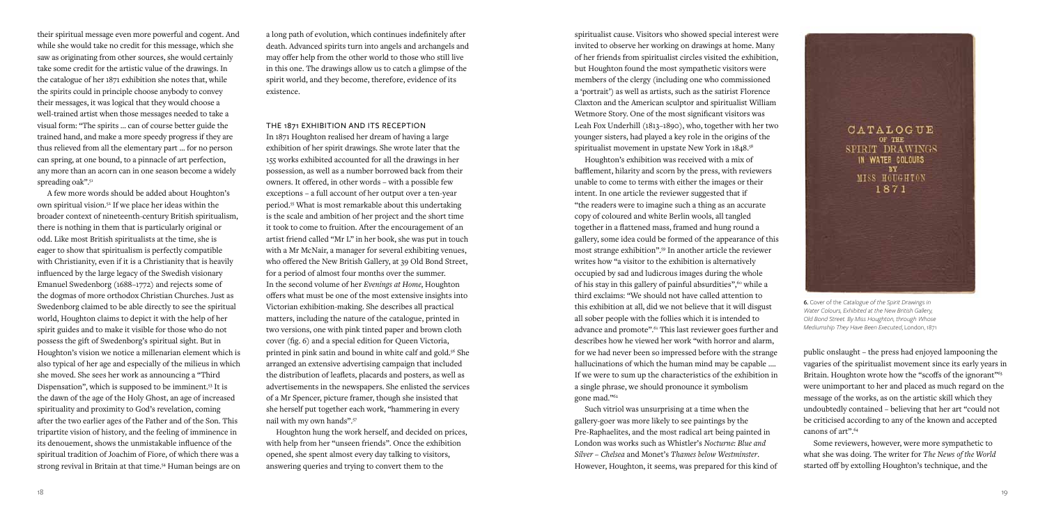their spiritual message even more powerful and cogent. And while she would take no credit for this message, which she saw as originating from other sources, she would certainly take some credit for the artistic value of the drawings. In the catalogue of her 1871 exhibition she notes that, while the spirits could in principle choose anybody to convey their messages, it was logical that they would choose a well-trained artist when those messages needed to take a visual form: "The spirits … can of course better guide the trained hand, and make a more speedy progress if they are thus relieved from all the elementary part … for no person can spring, at one bound, to a pinnacle of art perfection, any more than an acorn can in one season become a widely spreading oak".[51]

A few more words should be added about Houghton's own spiritual vision.[52] If we place her ideas within the broader context of nineteenth-century British spiritualism, there is nothing in them that is particularly original or odd. Like most British spiritualists at the time, she is eager to show that spiritualism is perfectly compatible with Christianity, even if it is a Christianity that is heavily influenced by the large legacy of the Swedish visionary Emanuel Swedenborg (1688–1772) and rejects some of the dogmas of more orthodox Christian Churches. Just as Swedenborg claimed to be able directly to see the spiritual world, Houghton claims to depict it with the help of her spirit guides and to make it visible for those who do not possess the gift of Swedenborg's spiritual sight. But in Houghton's vision we notice a millenarian element which is also typical of her age and especially of the milieus in which she moved. She sees her work as announcing a "Third Dispensation", which is supposed to be imminent.[53] It is the dawn of the age of the Holy Ghost, an age of increased spirituality and proximity to God's revelation, coming after the two earlier ages of the Father and of the Son. This tripartite vision of history, and the feeling of imminence in its denouement, shows the unmistakable influence of the spiritual tradition of Joachim of Fiore, of which there was a strong revival in Britain at that time.[54] Human beings are on a long path of evolution, which continues indefinitely after death. Advanced spirits turn into angels and archangels and may offer help from the other world to those who still live in this one. The drawings allow us to catch a glimpse of the spirit world, and they become, therefore, evidence of its existence.

## THE 1871 EXHIBITION AND ITS RECEPTION

In 1871 Houghton realised her dream of having a large exhibition of her spirit drawings. She wrote later that the 155 works exhibited accounted for all the drawings in her possession, as well as a number borrowed back from their owners. It offered, in other words – with a possible few exceptions – a full account of her output over a ten-year period.[55] What is most remarkable about this undertaking is the scale and ambition of her project and the short time it took to come to fruition. After the encouragement of an artist friend called "Mr L" in her book, she was put in touch with a Mr McNair, a manager for several exhibiting venues, who offered the New British Gallery, at 39 Old Bond Street, for a period of almost four months over the summer. In the second volume of her *Evenings at Home*, Houghton offers what must be one of the most extensive insights into Victorian exhibition-making. She describes all practical matters, including the nature of the catalogue, printed in two versions, one with pink tinted paper and brown cloth cover (fig. 6) and a special edition for Queen Victoria, printed in pink satin and bound in white calf and gold.[56] She arranged an extensive advertising campaign that included the distribution of leaflets, placards and posters, as well as advertisements in the newspapers. She enlisted the services of a Mr Spencer, picture framer, though she insisted that she herself put together each work, "hammering in every nail with my own hands".[57]

Houghton hung the work herself, and decided on prices, with help from her "unseen friends". Once the exhibition opened, she spent almost every day talking to visitors, answering queries and trying to convert them to the spiritualist cause. Visitors who showed special interest were invited to observe her working on drawings at home. Many of her friends from spiritualist circles visited the exhibition, but Houghton found the most sympathetic visitors were members of the clergy (including one who commissioned a 'portrait') as well as artists, such as the satirist Florence Claxton and the American sculptor and spiritualist William Wetmore Story. One of the most significant visitors was Leah Fox Underhill (1813–1890), who, together with her two younger sisters, had played a key role in the origins of the spiritualist movement in upstate New York in 1848.[58]

Houghton's exhibition was received with a mix of bafflement, hilarity and scorn by the press, with reviewers unable to come to terms with either the images or their intent. In one article the reviewer suggested that if "the readers were to imagine such a thing as an accurate copy of coloured and white Berlin wools, all tangled together in a flattened mass, framed and hung round a gallery, some idea could be formed of the appearance of this most strange exhibition".[59] In another article the reviewer writes how "a visitor to the exhibition is alternatively occupied by sad and ludicrous images during the whole of his stay in this gallery of painful absurdities",[60] while a third exclaims: "We should not have called attention to this exhibition at all, did we not believe that it will disgust all sober people with the follies which it is intended to advance and promote".[61] This last reviewer goes further and describes how he viewed her work "with horror and alarm, for we had never been so impressed before with the strange hallucinations of which the human mind may be capable …. If we were to sum up the characteristics of the exhibition in a single phrase, we should pronounce it symbolism gone mad."[62]

Such vitriol was unsurprising at a time when the gallery-goer was more likely to see paintings by the Pre-Raphaelites, and the most radical art being painted in London was works such as Whistler's *Nocturne: Blue and Silver – Chelsea* and Monet's *Thames below Westminster*. However, Houghton, it seems, was prepared for this kind of public onslaught – the press had enjoyed lampooning the vagaries of the spiritualist movement since its early years in Britain. Houghton wrote how the "scoffs of the ignorant"[63] were unimportant to her and placed as much regard on the message of the works, as on the artistic skill which they undoubtedly contained – believing that her art "could not be criticised according to any of the known and accepted canons of art".[64]

Some reviewers, however, were more sympathetic to what she was doing. The writer for *The News of the World* started off by extolling Houghton's technique, and the

CATALOGUE OF THE SPIRIT DRAWINGS IN WATER COLOURS BY MISS HOUGHTON 1871

**6.** Cover of the *Catalogue of the Spirit Drawings in Water Colours, Exhibited at the New British Gallery, Old Bond Street. By Miss Houghton, through Whose Mediumship They Have Been Executed*, London, 1871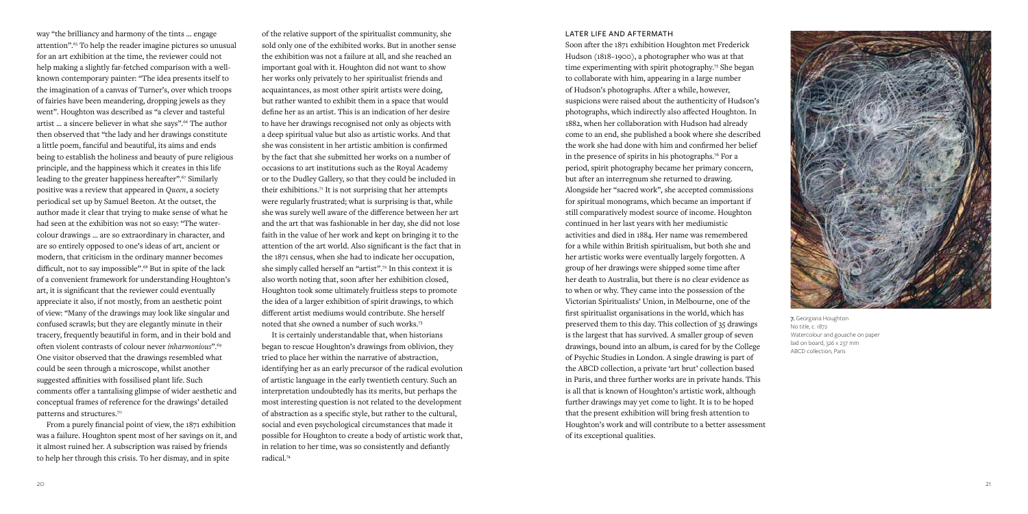way "the brilliancy and harmony of the tints ... engage attention".[65] To help the reader imagine pictures so unusual for an art exhibition at the time, the reviewer could not help making a slightly far-fetched comparison with a well-known contemporary painter: "The idea presents itself to the imagination of a canvas of Turner's, over which troops of fairies have been meandering, dropping jewels as they went". Houghton was described as "a clever and tasteful artist ... a sincere believer in what she says".[66] The author then observed that "the lady and her drawings constitute a little poem, fanciful and beautiful, its aims and ends being to establish the holiness and beauty of pure religious principle, and the happiness which it creates in this life leading to the greater happiness hereafter".[67] Similarly positive was a review that appeared in *Queen*, a society periodical set up by Samuel Beeton. At the outset, the author made it clear that trying to make sense of what he had seen at the exhibition was not so easy: "The water-colour drawings ... are so extraordinary in character, and are so entirely opposed to one's ideas of art, ancient or modern, that criticism in the ordinary manner becomes difficult, not to say impossible".[68] But in spite of the lack of a convenient framework for understanding Houghton's art, it is significant that the reviewer could eventually appreciate it also, if not mostly, from an aesthetic point of view: "Many of the drawings may look like singular and confused scrawls; but they are elegantly minute in their tracery, frequently beautiful in form, and in their bold and often violent contrasts of colour never *inharmonious*".[69] One visitor observed that the drawings resembled what could be seen through a microscope, whilst another suggested affinities with fossilised plant life. Such comments offer a tantalising glimpse of wider aesthetic and conceptual frames of reference for the drawings' detailed patterns and structures.[70]

From a purely financial point of view, the 1871 exhibition was a failure. Houghton spent most of her savings on it, and it almost ruined her. A subscription was raised by friends to help her through this crisis. To her dismay, and in spite of the relative support of the spiritualist community, she sold only one of the exhibited works. But in another sense the exhibition was not a failure at all, and she reached an important goal with it. Houghton did not want to show her works only privately to her spiritualist friends and acquaintances, as most other spirit artists were doing, but rather wanted to exhibit them in a space that would define her as an artist. This is an indication of her desire to have her drawings recognised not only as objects with a deep spiritual value but also as artistic works. And that she was consistent in her artistic ambition is confirmed by the fact that she submitted her works on a number of occasions to art institutions such as the Royal Academy or to the Dudley Gallery, so that they could be included in their exhibitions.[71] It is not surprising that her attempts were regularly frustrated; what is surprising is that, while she was surely well aware of the difference between her art and the art that was fashionable in her day, she did not lose faith in the value of her work and kept on bringing it to the attention of the art world. Also significant is the fact that in the 1871 census, when she had to indicate her occupation, she simply called herself an "artist".[72] In this context it is also worth noting that, soon after her exhibition closed, Houghton took some ultimately fruitless steps to promote the idea of a larger exhibition of spirit drawings, to which different artist mediums would contribute. She herself noted that she owned a number of such works.[73]

It is certainly understandable that, when historians began to rescue Houghton's drawings from oblivion, they tried to place her within the narrative of abstraction, identifying her as an early precursor of the radical evolution of artistic language in the early twentieth century. Such an interpretation undoubtedly has its merits, but perhaps the most interesting question is not related to the development of abstraction as a specific style, but rather to the cultural, social and even psychological circumstances that made it possible for Houghton to create a body of artistic work that, in relation to her time, was so consistently and defiantly radical.[74]

## LATER LIFE AND AFTERMATH

Soon after the 1871 exhibition Houghton met Frederick Hudson (1818–1900), a photographer who was at that time experimenting with spirit photography.[75] She began to collaborate with him, appearing in a large number of Hudson's photographs. After a while, however, suspicions were raised about the authenticity of Hudson's photographs, which indirectly also affected Houghton. In 1882, when her collaboration with Hudson had already come to an end, she published a book where she described the work she had done with him and confirmed her belief in the presence of spirits in his photographs.[76] For a period, spirit photography became her primary concern, but after an interregnum she returned to drawing. Alongside her "sacred work", she accepted commissions for spiritual monograms, which became an important if still comparatively modest source of income. Houghton continued in her last years with her mediumistic activities and died in 1884. Her name was remembered for a while within British spiritualism, but both she and her artistic works were eventually largely forgotten. A group of her drawings were shipped some time after her death to Australia, but there is no clear evidence as to when or why. They came into the possession of the Victorian Spiritualists' Union, in Melbourne, one of the first spiritualist organisations in the world, which has preserved them to this day. This collection of 35 drawings is the largest that has survived. A smaller group of seven drawings, bound into an album, is cared for by the College of Psychic Studies in London. A single drawing is part of the ABCD collection, a private 'art brut' collection based in Paris, and three further works are in private hands. This is all that is known of Houghton's artistic work, although further drawings may yet come to light. It is to be hoped that the present exhibition will bring fresh attention to Houghton's work and will contribute to a better assessment of its exceptional qualities.

**7.** Georgiana Houghton
No title, c. 1872
Watercolour and gouache on paper laid on board, 326 x 237 mm
ABCD collection, Paris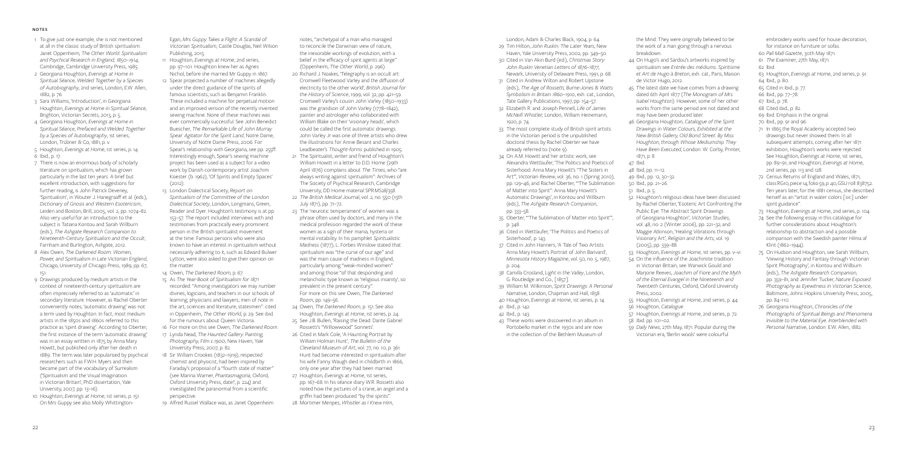## NOTES

1 To give just one example, she is not mentioned at all in the classic study of British spiritualism: Janet Oppenheim, *The Other World: Spiritualism and Psychical Research in England, 1850–1914*, Cambridge, Cambridge University Press, 1985.

2 Georgiana Houghton, *Evenings at Home in Spiritual Séance, Welded Together by a Species of Autobiography*, 2nd series, London, E.W. Allen, 1882, p. 76.

3 Sara Williams, 'Introduction', in Georgiana Houghton, *Evenings at Home in Spiritual Séance*, Brighton, Victorian Secrets, 2013, p. 5.

4 Georgiana Houghton, *Evenings at Home in Spiritual Séance, Prefaced and Welded Together by a Species of Autobiography*, 1st series, London, Trübner & Co, 1881, p. v.

5 Houghton, *Evenings at Home*, 1st series, p. 14.

6 Ibid., p. 17.

7 There is now an enormous body of scholarly literature on spiritualism, which has grown particularly in the last ten years. A brief but excellent introduction, with suggestions for further reading, is John Patrick Deveney, 'Spiritualism', in Wouter J. Hanegraaff et al. (eds.), *Dictionary of Gnosis and Western Esotericism*, Leiden and Boston, Brill, 2005, vol. 2, pp. 1074–82. Also very useful for an introduction to the subject is Tatiana Kontou and Sarah Willburn (eds.), *The Ashgate Research Companion to Nineteenth-Century Spiritualism and the Occult*, Farnham and Burlington, Ashgate, 2012.

8 Alex Owen, *The Darkened Room: Women, Power, and Spiritualism in Late Victorian England*, Chicago, University of Chicago Press, 1989, pp. 67, 151.

9 Drawings produced by medium artists in the context of nineteenth-century spiritualism are often imprecisely referred to as 'automatic' in secondary literature. However, as Rachel Oberter conveniently notes, 'automatic drawing' was not a term used by Houghton. In fact, most medium artists in the 1850s and 1860s referred to this practice as 'spirit drawing'. According to Oberter, the first instance of the term 'automatic drawing' was in an essay written in 1875 by Anna Mary Howitt, but published only after her death in 1889. The term was later popularised by psychical researchers such as F.W.H. Myers and then became part of the vocabulary of Surrealism ('Spiritualism and the Visual Imagination in Victorian Britain', PhD dissertation, Yale University, 2007, pp. 13–16).

10 Houghton, *Evenings at Home*, 1st series, p. 151. On Mrs Guppy see also Molly Whittington-Egan, *Mrs Guppy Takes a Flight: A Scandal of Victorian Spiritualism*, Castle Douglas, Neil Wilson Publishing, 2015.

11 Houghton, *Evenings at Home*, 2nd series, pp. 97–101. Houghton knew her as Agnes Nichol, before she married Mr Guppy in 1867.

12 Spear projected a number of machines allegedly under the direct guidance of the spirits of famous scientists, such as Benjamin Franklin. These included a machine for perpetual motion and an improved version of the recently invented sewing machine. None of these machines was ever commercially successful. See John Benedict Buescher, *The Remarkable Life of John Murray Spear: Agitator for the Spirit Land*, Notre Dame, University of Notre Dame Press, 2006. For Spear's relationship with Georgiana, see pp. 255ff. Interestingly enough, Spear's sewing machine project has been used as a subject for a video work by Danish contemporary artist Joachim Koester (b. 1962), 'Of Spirits and Empty Spaces' (2012).

13 London Dialectical Society, *Report on Spiritualism of the Committee of the London Dialectical Society*, London, Longmans, Green, Reader and Dyer. Houghton's testimony is at pp. 153–57. The report included interviews with and testimonies from practically every prominent person in the British spiritualist movement at the time. Famous persons who were also known to have an interest in spiritualism without necessarily adhering to it, such as Edward Bulwer Lytton, were also asked to give their opinion on the matter.

14 Owen, *The Darkened Room*, p. 67.

15 As *The Year-Book of Spiritualism for 1871* recorded: "Among investigators we may number divines, logicians, and teachers in our schools of learning; physicians and lawyers; men of note in the art, sciences and literature; statesmen": cited in Oppenheim, *The Other World*, p. 29. See ibid. for the rumours about Queen Victoria.

16 For more on this see Owen, *The Darkened Room*.

17 Lynda Nead, *The Haunted Gallery: Painting, Photography, Film c.1900*, New Haven, Yale University Press, 2007, p. 82.

18 Sir William Crookes (1832–1919), respected chemist and physicist, had been inspired by Faraday's proposal of a "fourth state of matter" (see Marina Warner, *Phantasmagoria*, Oxford, Oxford University Press, date?, p. 224) and investigated the paranormal from a scientific perspective.

19 Alfred Russel Wallace was, as Janet Oppenheim notes, "archetypal of a man who managed to reconcile the Darwinian view of nature, the inexorable workings of evolution, with a belief in the efficacy of spirit agents at large" (Oppenheim, *The Other World*, p. 296).

20 Richard J. Noakes, 'Telegraphy is an occult art: Cromwell Fleetwood Varley and the diffusion of electricity to the other world', *British Journal for the History of Science*, 1999, vol. 32, pp. 421–59. Cromwell Varley's cousin John Varley (1850–1933) was the grandson of John Varley (1778–1842), painter and astrologer who collaborated with William Blake on their 'visionary heads', which could be called the first automatic drawings. John Varley Jr was one of three artists who drew the illustrations for Annie Besant and Charles Leadbeater's *Thought-forms* published in 1905.

21 The Spiritualist, writer and friend of Houghton's William Howitt in a letter to D.D. Home (29th April 1876) complains about *The Times*, who "are always writing against spiritualism": Archives of The Society of Psychical Research, Cambridge University, DD Home material SPR.MS28/358.

22 *The British Medical Journal*, vol. 2, no. 550 (15th July 1871), pp. 71–72.

23 The 'neurotic temperament' of women was a phrase often used by doctors, and many in the medical profession regarded the work of these women as a sign of their mania, hysteria or mental instability. In his pamphlet *Spiritualistic Madness* (1877), L. Forbes Winslow stated that spiritualism was "the curse of our age" and was the main cause of madness in England, particularly among "weak-minded women" and among those "of that desponding and melancholic type known as 'religious insanity', so prevalent in the present century". For more on this see Owen, *The Darkened Room*, pp. 149–56.

24 Owen, *The Darkened Room*, p. 151. See also Houghton, *Evenings at Home*, 1st series, p. 24.

25 See J.B. Bullen, 'Raising the Dead: Dante Gabriel Rossetti's "Willowwood" Sonnets'.

26 Cited in Mark Cole, 'A Haunting Portrait by William Holman Hunt', *The Bulletin of the Cleveland Museum of Art*, vol. 77, no. 10, p. 361. Hunt had become interested in spiritualism after his wife Fanny Waugh died in childbirth in 1866, only one year after they had been married.

27 Houghton, *Evenings at Home*, 1st series, pp. 167–68. In his séance diary W.R. Rossetti also noted how the pictures of a crane, an angel and a griffin had been produced "by the spirits".

28 Mortimer Menpes, *Whistler as I Knew Him*, London, Adam & Charles Black, 1904, p. 64.

29 Tim Hilton, *John Ruskin: The Later Years*, New Haven, Yale University Press, 2002, pp. 349–50.

30 Cited in Van Akin Burd (ed.), *Christmas Story: John Ruskin Venetian Letters of 1876–1877*, Newark, University of Delaware Press, 1991, p. 68.

31 Cited in Andrew Wilton and Robert Upstone (eds.), *The Age of Rossetti, Burne-Jones & Watts: Symbolism in Britain 1860–1910*, exh. cat., London, Tate Gallery Publications, 1997, pp. 154–57.

32 Elizabeth R. and Joseph Pennell, *Life of James McNeill Whistler*, London, William Heinemann, 1920, p. 74.

33 The most complete study of British spirit artists in the Victorian period is the unpublished doctoral thesis by Rachel Oberter we have already referred to (note 9).

34 On A.M. Howitt and her artistic work, see Alexandra Wettlaufer, 'The Politics and Poetics of Sisterhood: Anna Mary Howitt's "The Sisters in Art"', *Victorian Review*, vol. 36, no. 1 (Spring 2010), pp. 129–46; and Rachel Oberter, '"The Sublimation of Matter into Spirit": Anna Mary Howitt's Automatic Drawings', in Kontou and Willburn (eds.), *The Ashgate Research Companion*, pp. 333–58.

35 Oberter, '"The Sublimation of Matter into Spirit"', p. 348.

36 Cited in Wettlaufer, 'The Politics and Poetics of Sisterhood', p. 143.

37 Cited in John Hanners, 'A Tale of Two Artists: Anna Mary Howitt's Portrait of John Banvard', *Minnesota History Magazine*, vol. 50, no. 5, 1987, p. 204.

38 Camilla Crosland, *Light in the Valley*, London, G. Routledge and Co., [1857].

39 William M. Wilkinson, *Spirit Drawings: A Personal Narrative*, London, Chapman and Hall, 1858.

40 Houghton, *Evenings at Home*, 1st series, p. 14.

41 Ibid., p. 142.

42 Ibid., p. 143.

43 These works were discovered in an album in Portobello market in the 1930s and are now in the collection of the Bethlem Museum of the Mind. They were originally believed to be the work of a man going through a nervous breakdown.

44 On Hugo's and Sardou's artworks inspired by spiritualism see *Entrée des médiums: Spiritisme et Art de Hugo à Breton*, exh. cat., Paris, Maison de Victor Hugo, 2012.

45 The latest date we have comes from a drawing dated 6th April 1877 (*The Monogram of Mrs. Isabel Houghton*). However, some of her other works from the same period are not dated and may have been produced later.

46 Georgiana Houghton, *Catalogue of the Spirit Drawings in Water Colours, Exhibited at the New British Gallery, Old Bond Street. By Miss Houghton, through Whose Mediumship They Have Been Executed*, London: W. Corby, Printer, 1871, p. 8.

47 Ibid.

48 Ibid, pp. 11–12.

49 Ibid., pp. 12, 30–32.

50 Ibid., pp. 21–26.

51 Ibid., p. 5.

52 Houghton's religious ideas have been discussed by Rachel Oberter, 'Esoteric Art Confronting the Public Eye: The Abstract Spirit Drawings of Georgiana Houghton', *Victorian Studies*, vol. 48, no. 2 (Winter 2006), pp. 221–32; and Maggie Atkinson, 'Healing Vibrations through Visionary Art', *Religion and the Arts*, vol. 19 (2005), pp. 339–88.

53 Houghton, *Evenings at Home*, 1st series, pp. v–vi.

54 On the influence of the Joachimite tradition in Victorian Britain, see Warwick Gould and Marjorie Reeves, *Joachim of Fiore and the Myth of the Eternal Evangel in the Nineteenth and Twentieth Centuries*, Oxford, Oxford University Press, 2002.

55 Houghton, *Evenings at Home*, 2nd series, p. 44.

56 Houghton, *Catalogue*.

57 Houghton, *Evenings at Home*, 2nd series, p. 72.

58 Ibid. pp. 101–02.

59 *Daily News*, 27th May, 1871. Popular during the Victorian era, 'Berlin wools' were colourful embroidery works used for house decoration, for instance on furniture or sofas.

60 *Pall Mall Gazette*, 30th May 1871.

61 *The Examiner*, 27th May, 1871.

62 Ibid.

63 Houghton, *Evenings at Home*, 2nd series, p. 91.

64 Ibid., p. 80.

65 Cited in ibid., p. 77.

66 Ibid., pp. 77–78.

67 Ibid., p. 78.

68 Cited ibid., p. 82.

69 Ibid. Emphasis in the original.

70 Ibid., pp. 91 and 96.

71 In 1865 the Royal Academy accepted two drawings but never showed them. In all subsequent attempts, coming after her 1871 exhibition, Houghton's works were rejected. See Houghton, *Evenings at Home*, 1st series, pp. 89–91; and Houghton, *Evenings at Home*, 2nd series, pp. 113 and 128.

72 Census Returns of England and Wales, 1871, class RG10, piece 14, folio 59, p. 40, GSU roll: 838752. Ten years later, for the 1881 census, she described herself as an "artist in water colors [sic] under spirit guidance".

73 Houghton, *Evenings at Home*, 2nd series, p. 104.

74 See the following essay in this catalogue for further considerations about Houghton's relationship to abstraction and a possible comparison with the Swedish painter Hilma af Klint (1862–1944).

75 On Hudson and Houghton, see Sarah Willburn, 'Viewing History and Fantasy through Victorian Spirit Photography', in Kontou and Willburn (eds.), *The Ashgate Research Companion*, pp. 359–81; and Jennifer Tucker, *Nature Exposed: Photography as Eyewitness in Victorian Science*, Baltimore, Johns Hopkins University Press, 2005, pp. 84–110.

76 Georgiana Houghton, *Chronicles of the Photographs of Spiritual Beings and Phenomena Invisible to the Material Eye. Interblended with Personal Narrative*, London: E.W. Allen, 1882.